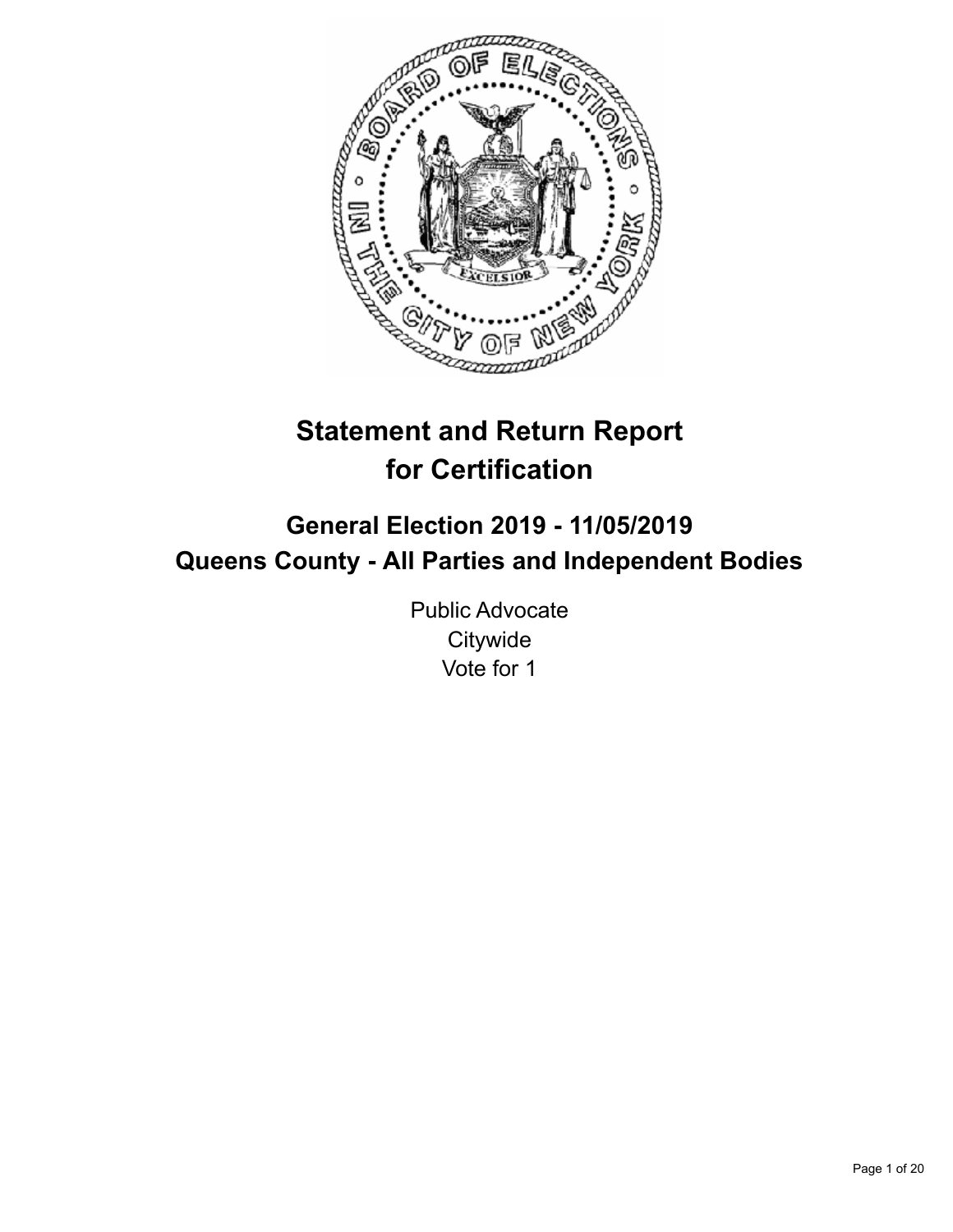# Statement and Return Report for Certification

## General Election 2019 - 11/05/2019
## Queens County - All Parties and Independent Bodies

Public Advocate
Citywide
Vote for 1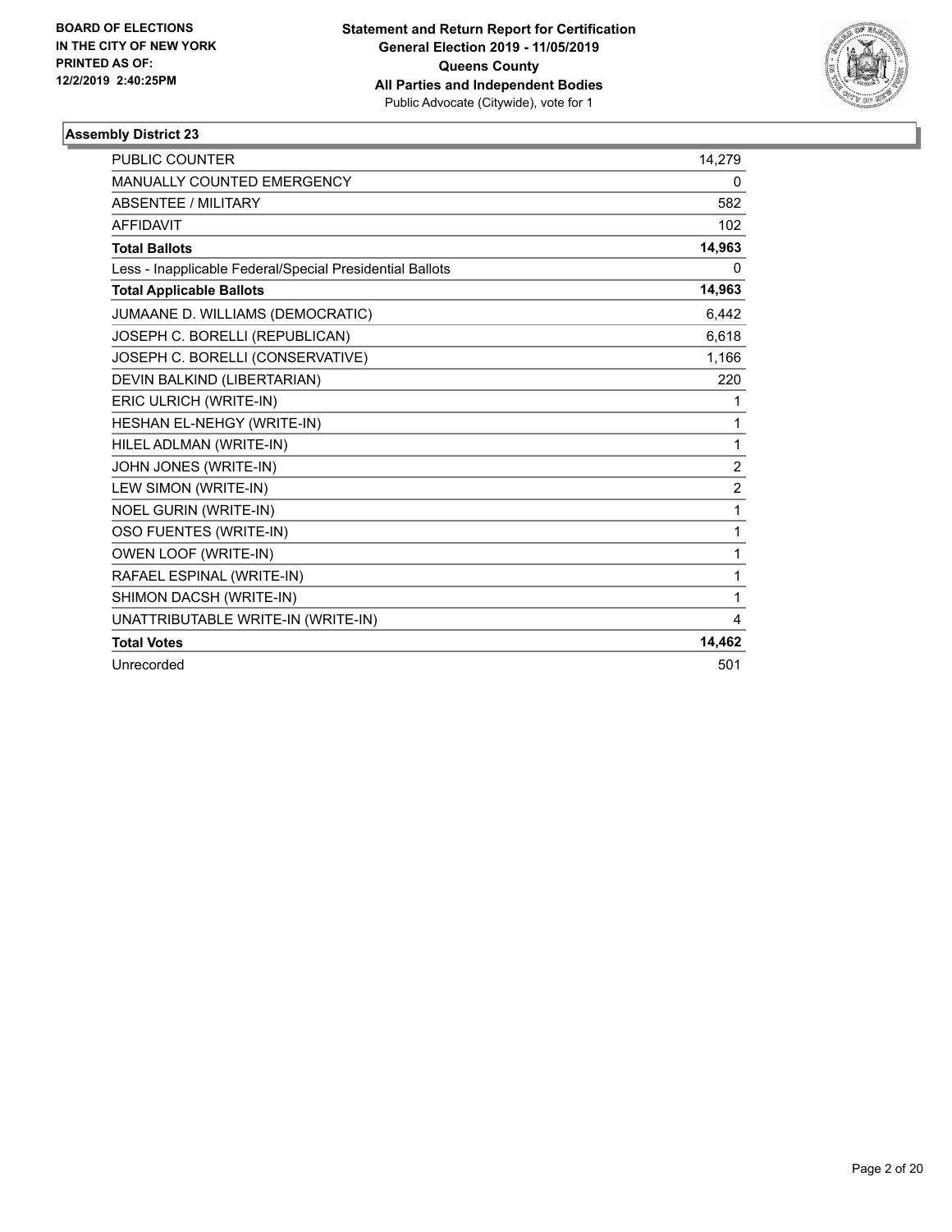**BOARD OF ELECTIONS IN THE CITY OF NEW YORK PRINTED AS OF: 12/2/2019 2:40:25PM**

**Statement and Return Report for Certification General Election 2019 - 11/05/2019 Queens County All Parties and Independent Bodies**
Public Advocate (Citywide), vote for 1

## Assembly District 23

| | |
|---|---|
| PUBLIC COUNTER | 14,279 |
| MANUALLY COUNTED EMERGENCY | 0 |
| ABSENTEE / MILITARY | 582 |
| AFFIDAVIT | 102 |
| **Total Ballots** | **14,963** |
| Less - Inapplicable Federal/Special Presidential Ballots | 0 |
| **Total Applicable Ballots** | **14,963** |
| JUMAANE D. WILLIAMS (DEMOCRATIC) | 6,442 |
| JOSEPH C. BORELLI (REPUBLICAN) | 6,618 |
| JOSEPH C. BORELLI (CONSERVATIVE) | 1,166 |
| DEVIN BALKIND (LIBERTARIAN) | 220 |
| ERIC ULRICH (WRITE-IN) | 1 |
| HESHAN EL-NEHGY (WRITE-IN) | 1 |
| HILEL ADLMAN (WRITE-IN) | 1 |
| JOHN JONES (WRITE-IN) | 2 |
| LEW SIMON (WRITE-IN) | 2 |
| NOEL GURIN (WRITE-IN) | 1 |
| OSO FUENTES (WRITE-IN) | 1 |
| OWEN LOOF (WRITE-IN) | 1 |
| RAFAEL ESPINAL (WRITE-IN) | 1 |
| SHIMON DACSH (WRITE-IN) | 1 |
| UNATTRIBUTABLE WRITE-IN (WRITE-IN) | 4 |
| **Total Votes** | **14,462** |
| Unrecorded | 501 |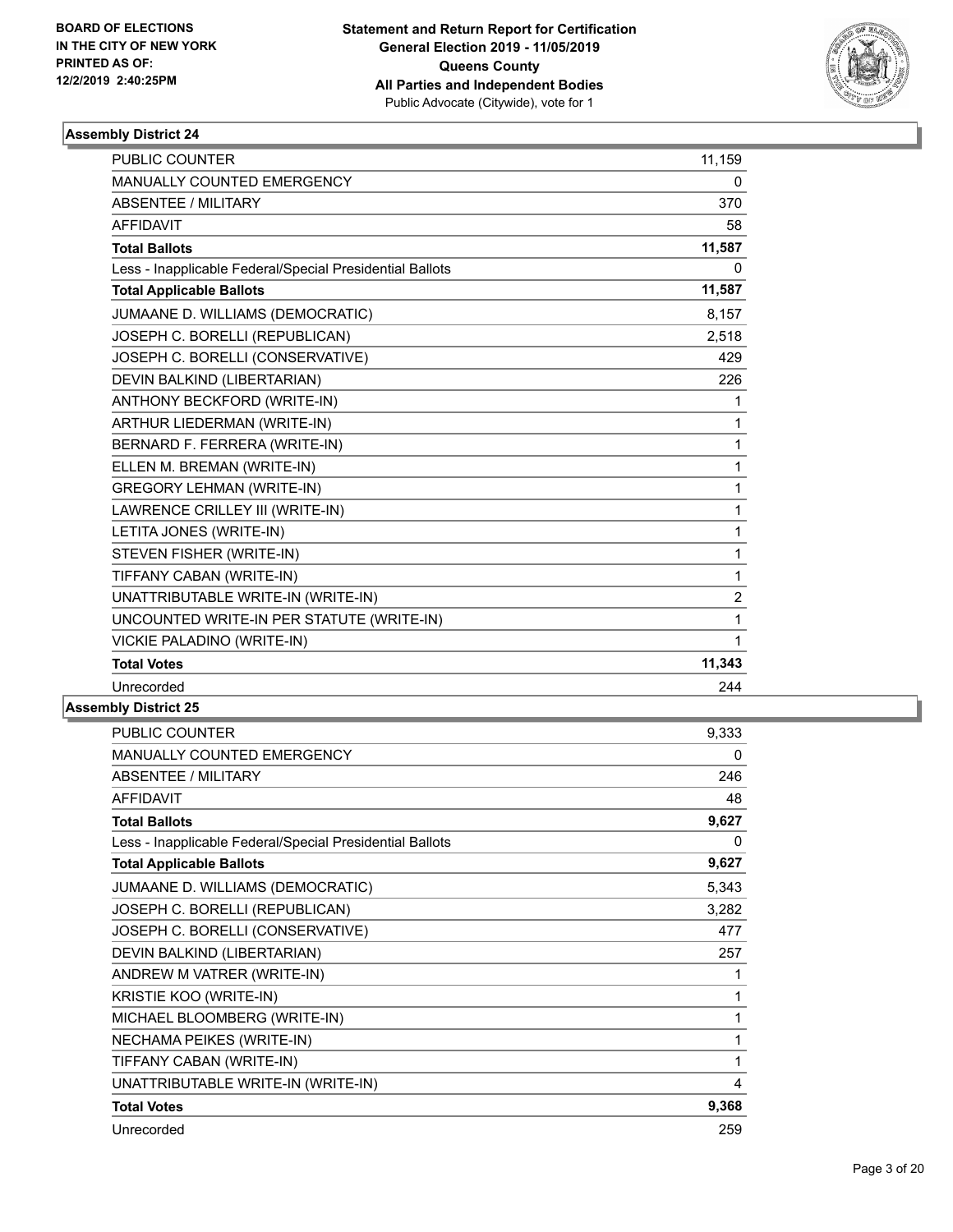**BOARD OF ELECTIONS IN THE CITY OF NEW YORK PRINTED AS OF: 12/2/2019 2:40:25PM**

**Statement and Return Report for Certification General Election 2019 - 11/05/2019 Queens County All Parties and Independent Bodies**
Public Advocate (Citywide), vote for 1

### Assembly District 24

| | |
|---|---|
| PUBLIC COUNTER | 11,159 |
| MANUALLY COUNTED EMERGENCY | 0 |
| ABSENTEE / MILITARY | 370 |
| AFFIDAVIT | 58 |
| **Total Ballots** | **11,587** |
| Less - Inapplicable Federal/Special Presidential Ballots | 0 |
| **Total Applicable Ballots** | **11,587** |
| JUMAANE D. WILLIAMS (DEMOCRATIC) | 8,157 |
| JOSEPH C. BORELLI (REPUBLICAN) | 2,518 |
| JOSEPH C. BORELLI (CONSERVATIVE) | 429 |
| DEVIN BALKIND (LIBERTARIAN) | 226 |
| ANTHONY BECKFORD (WRITE-IN) | 1 |
| ARTHUR LIEDERMAN (WRITE-IN) | 1 |
| BERNARD F. FERRERA (WRITE-IN) | 1 |
| ELLEN M. BREMAN (WRITE-IN) | 1 |
| GREGORY LEHMAN (WRITE-IN) | 1 |
| LAWRENCE CRILLEY III (WRITE-IN) | 1 |
| LETITA JONES (WRITE-IN) | 1 |
| STEVEN FISHER (WRITE-IN) | 1 |
| TIFFANY CABAN (WRITE-IN) | 1 |
| UNATTRIBUTABLE WRITE-IN (WRITE-IN) | 2 |
| UNCOUNTED WRITE-IN PER STATUTE (WRITE-IN) | 1 |
| VICKIE PALADINO (WRITE-IN) | 1 |
| **Total Votes** | **11,343** |
| Unrecorded | 244 |

### Assembly District 25

| | |
|---|---|
| PUBLIC COUNTER | 9,333 |
| MANUALLY COUNTED EMERGENCY | 0 |
| ABSENTEE / MILITARY | 246 |
| AFFIDAVIT | 48 |
| **Total Ballots** | **9,627** |
| Less - Inapplicable Federal/Special Presidential Ballots | 0 |
| **Total Applicable Ballots** | **9,627** |
| JUMAANE D. WILLIAMS (DEMOCRATIC) | 5,343 |
| JOSEPH C. BORELLI (REPUBLICAN) | 3,282 |
| JOSEPH C. BORELLI (CONSERVATIVE) | 477 |
| DEVIN BALKIND (LIBERTARIAN) | 257 |
| ANDREW M VATRER (WRITE-IN) | 1 |
| KRISTIE KOO (WRITE-IN) | 1 |
| MICHAEL BLOOMBERG (WRITE-IN) | 1 |
| NECHAMA PEIKES (WRITE-IN) | 1 |
| TIFFANY CABAN (WRITE-IN) | 1 |
| UNATTRIBUTABLE WRITE-IN (WRITE-IN) | 4 |
| **Total Votes** | **9,368** |
| Unrecorded | 259 |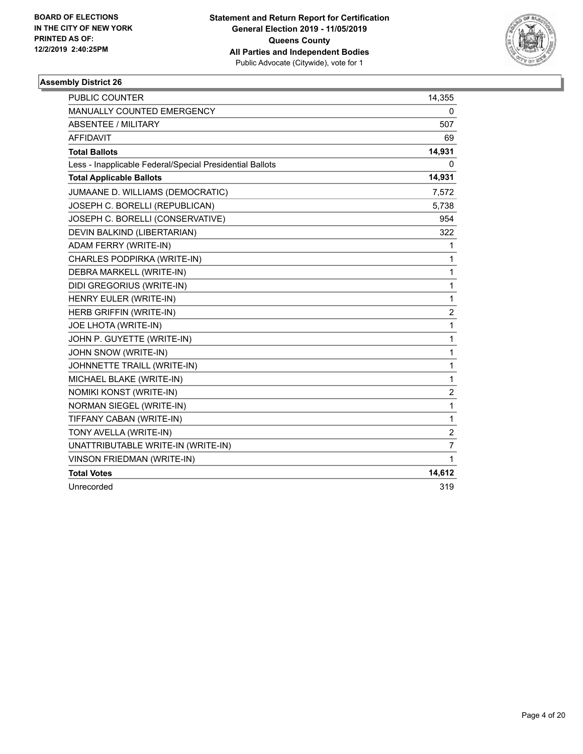**BOARD OF ELECTIONS IN THE CITY OF NEW YORK PRINTED AS OF: 12/2/2019 2:40:25PM**

**Statement and Return Report for Certification General Election 2019 - 11/05/2019 Queens County All Parties and Independent Bodies**
Public Advocate (Citywide), vote for 1

## Assembly District 26

| | |
|---|---|
| PUBLIC COUNTER | 14,355 |
| MANUALLY COUNTED EMERGENCY | 0 |
| ABSENTEE / MILITARY | 507 |
| AFFIDAVIT | 69 |
| **Total Ballots** | **14,931** |
| Less - Inapplicable Federal/Special Presidential Ballots | 0 |
| **Total Applicable Ballots** | **14,931** |
| JUMAANE D. WILLIAMS (DEMOCRATIC) | 7,572 |
| JOSEPH C. BORELLI (REPUBLICAN) | 5,738 |
| JOSEPH C. BORELLI (CONSERVATIVE) | 954 |
| DEVIN BALKIND (LIBERTARIAN) | 322 |
| ADAM FERRY (WRITE-IN) | 1 |
| CHARLES PODPIRKA (WRITE-IN) | 1 |
| DEBRA MARKELL (WRITE-IN) | 1 |
| DIDI GREGORIUS (WRITE-IN) | 1 |
| HENRY EULER (WRITE-IN) | 1 |
| HERB GRIFFIN (WRITE-IN) | 2 |
| JOE LHOTA (WRITE-IN) | 1 |
| JOHN P. GUYETTE (WRITE-IN) | 1 |
| JOHN SNOW (WRITE-IN) | 1 |
| JOHNNETTE TRAILL (WRITE-IN) | 1 |
| MICHAEL BLAKE (WRITE-IN) | 1 |
| NOMIKI KONST (WRITE-IN) | 2 |
| NORMAN SIEGEL (WRITE-IN) | 1 |
| TIFFANY CABAN (WRITE-IN) | 1 |
| TONY AVELLA (WRITE-IN) | 2 |
| UNATTRIBUTABLE WRITE-IN (WRITE-IN) | 7 |
| VINSON FRIEDMAN (WRITE-IN) | 1 |
| **Total Votes** | **14,612** |
| Unrecorded | 319 |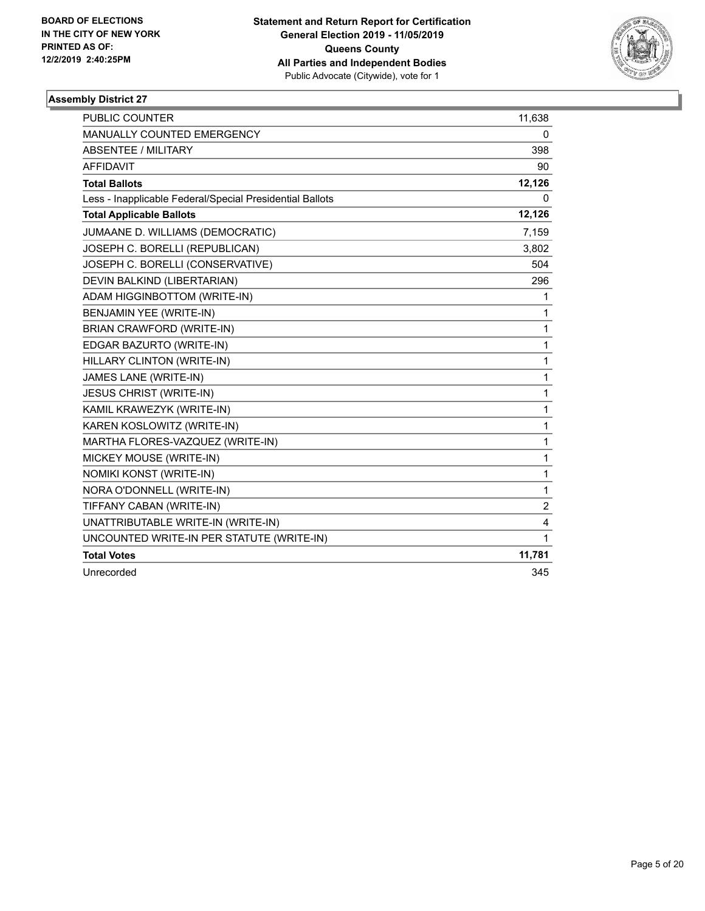**BOARD OF ELECTIONS IN THE CITY OF NEW YORK PRINTED AS OF: 12/2/2019 2:40:25PM**

**Statement and Return Report for Certification General Election 2019 - 11/05/2019 Queens County All Parties and Independent Bodies**
Public Advocate (Citywide), vote for 1

## Assembly District 27

| | |
|---|---|
| PUBLIC COUNTER | 11,638 |
| MANUALLY COUNTED EMERGENCY | 0 |
| ABSENTEE / MILITARY | 398 |
| AFFIDAVIT | 90 |
| **Total Ballots** | **12,126** |
| Less - Inapplicable Federal/Special Presidential Ballots | 0 |
| **Total Applicable Ballots** | **12,126** |
| JUMAANE D. WILLIAMS (DEMOCRATIC) | 7,159 |
| JOSEPH C. BORELLI (REPUBLICAN) | 3,802 |
| JOSEPH C. BORELLI (CONSERVATIVE) | 504 |
| DEVIN BALKIND (LIBERTARIAN) | 296 |
| ADAM HIGGINBOTTOM (WRITE-IN) | 1 |
| BENJAMIN YEE (WRITE-IN) | 1 |
| BRIAN CRAWFORD (WRITE-IN) | 1 |
| EDGAR BAZURTO (WRITE-IN) | 1 |
| HILLARY CLINTON (WRITE-IN) | 1 |
| JAMES LANE (WRITE-IN) | 1 |
| JESUS CHRIST (WRITE-IN) | 1 |
| KAMIL KRAWEZYK (WRITE-IN) | 1 |
| KAREN KOSLOWITZ (WRITE-IN) | 1 |
| MARTHA FLORES-VAZQUEZ (WRITE-IN) | 1 |
| MICKEY MOUSE (WRITE-IN) | 1 |
| NOMIKI KONST (WRITE-IN) | 1 |
| NORA O'DONNELL (WRITE-IN) | 1 |
| TIFFANY CABAN (WRITE-IN) | 2 |
| UNATTRIBUTABLE WRITE-IN (WRITE-IN) | 4 |
| UNCOUNTED WRITE-IN PER STATUTE (WRITE-IN) | 1 |
| **Total Votes** | **11,781** |
| Unrecorded | 345 |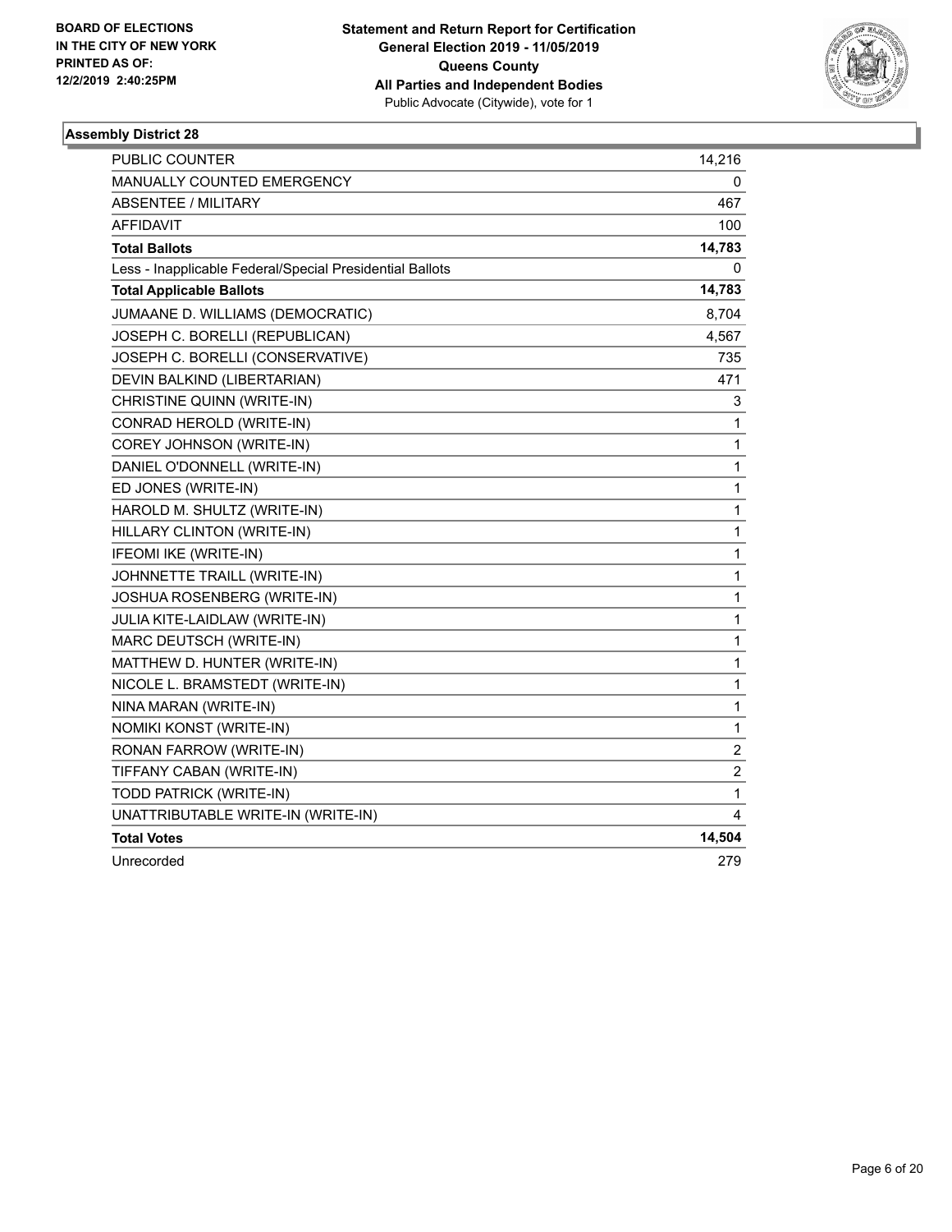**BOARD OF ELECTIONS IN THE CITY OF NEW YORK PRINTED AS OF: 12/2/2019 2:40:25PM**

**Statement and Return Report for Certification General Election 2019 - 11/05/2019 Queens County All Parties and Independent Bodies**
Public Advocate (Citywide), vote for 1

### Assembly District 28

| | |
|---|---|
| PUBLIC COUNTER | 14,216 |
| MANUALLY COUNTED EMERGENCY | 0 |
| ABSENTEE / MILITARY | 467 |
| AFFIDAVIT | 100 |
| **Total Ballots** | **14,783** |
| Less - Inapplicable Federal/Special Presidential Ballots | 0 |
| **Total Applicable Ballots** | **14,783** |
| JUMAANE D. WILLIAMS (DEMOCRATIC) | 8,704 |
| JOSEPH C. BORELLI (REPUBLICAN) | 4,567 |
| JOSEPH C. BORELLI (CONSERVATIVE) | 735 |
| DEVIN BALKIND (LIBERTARIAN) | 471 |
| CHRISTINE QUINN (WRITE-IN) | 3 |
| CONRAD HEROLD (WRITE-IN) | 1 |
| COREY JOHNSON (WRITE-IN) | 1 |
| DANIEL O'DONNELL (WRITE-IN) | 1 |
| ED JONES (WRITE-IN) | 1 |
| HAROLD M. SHULTZ (WRITE-IN) | 1 |
| HILLARY CLINTON (WRITE-IN) | 1 |
| IFEOMI IKE (WRITE-IN) | 1 |
| JOHNNETTE TRAILL (WRITE-IN) | 1 |
| JOSHUA ROSENBERG (WRITE-IN) | 1 |
| JULIA KITE-LAIDLAW (WRITE-IN) | 1 |
| MARC DEUTSCH (WRITE-IN) | 1 |
| MATTHEW D. HUNTER (WRITE-IN) | 1 |
| NICOLE L. BRAMSTEDT (WRITE-IN) | 1 |
| NINA MARAN (WRITE-IN) | 1 |
| NOMIKI KONST (WRITE-IN) | 1 |
| RONAN FARROW (WRITE-IN) | 2 |
| TIFFANY CABAN (WRITE-IN) | 2 |
| TODD PATRICK (WRITE-IN) | 1 |
| UNATTRIBUTABLE WRITE-IN (WRITE-IN) | 4 |
| **Total Votes** | **14,504** |
| Unrecorded | 279 |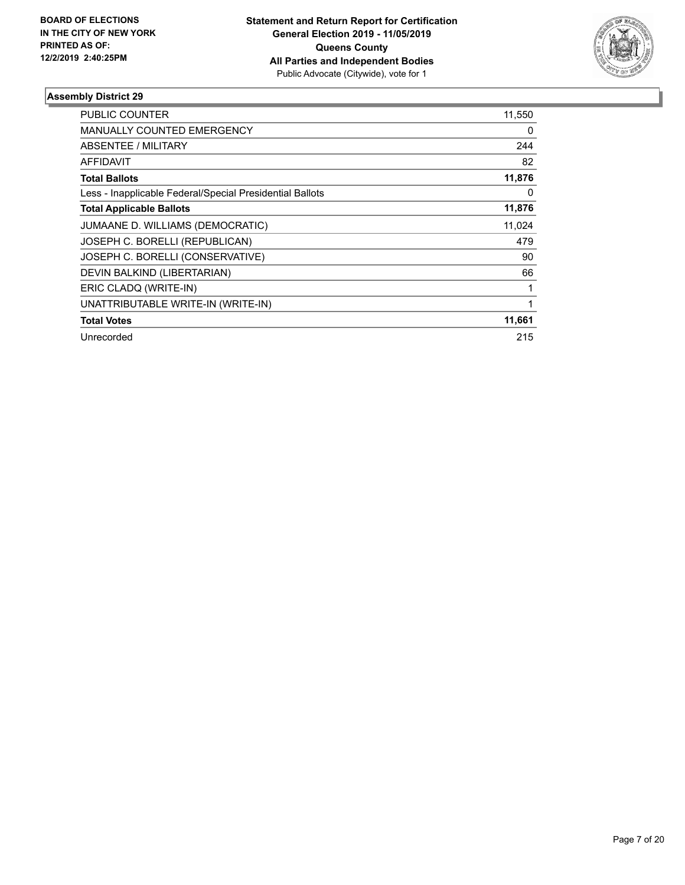**BOARD OF ELECTIONS IN THE CITY OF NEW YORK PRINTED AS OF: 12/2/2019 2:40:25PM**

**Statement and Return Report for Certification**
**General Election 2019 - 11/05/2019**
**Queens County**
**All Parties and Independent Bodies**
Public Advocate (Citywide), vote for 1

### Assembly District 29

| | |
|---|---|
| PUBLIC COUNTER | 11,550 |
| MANUALLY COUNTED EMERGENCY | 0 |
| ABSENTEE / MILITARY | 244 |
| AFFIDAVIT | 82 |
| **Total Ballots** | **11,876** |
| Less - Inapplicable Federal/Special Presidential Ballots | 0 |
| **Total Applicable Ballots** | **11,876** |
| JUMAANE D. WILLIAMS (DEMOCRATIC) | 11,024 |
| JOSEPH C. BORELLI (REPUBLICAN) | 479 |
| JOSEPH C. BORELLI (CONSERVATIVE) | 90 |
| DEVIN BALKIND (LIBERTARIAN) | 66 |
| ERIC CLADQ (WRITE-IN) | 1 |
| UNATTRIBUTABLE WRITE-IN (WRITE-IN) | 1 |
| **Total Votes** | **11,661** |
| Unrecorded | 215 |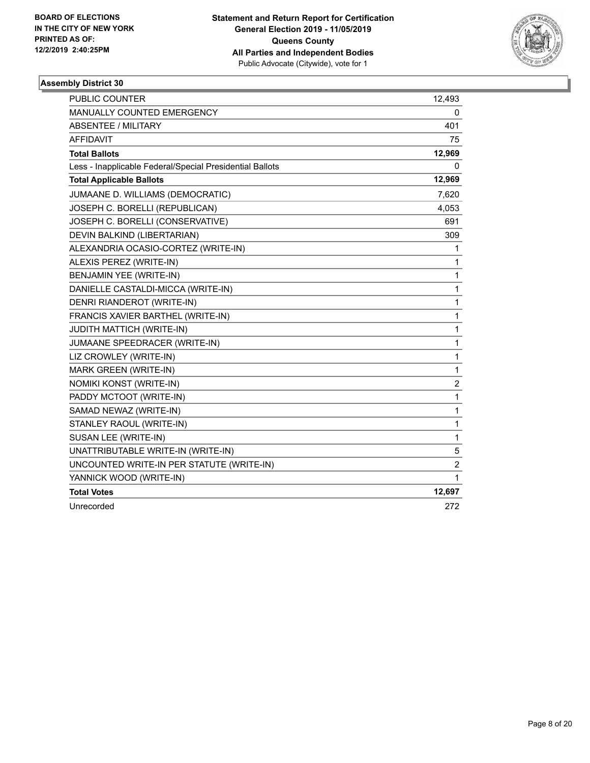**BOARD OF ELECTIONS IN THE CITY OF NEW YORK PRINTED AS OF: 12/2/2019 2:40:25PM**

**Statement and Return Report for Certification General Election 2019 - 11/05/2019 Queens County All Parties and Independent Bodies**
Public Advocate (Citywide), vote for 1

### Assembly District 30

| | |
|---|---|
| PUBLIC COUNTER | 12,493 |
| MANUALLY COUNTED EMERGENCY | 0 |
| ABSENTEE / MILITARY | 401 |
| AFFIDAVIT | 75 |
| **Total Ballots** | **12,969** |
| Less - Inapplicable Federal/Special Presidential Ballots | 0 |
| **Total Applicable Ballots** | **12,969** |
| JUMAANE D. WILLIAMS (DEMOCRATIC) | 7,620 |
| JOSEPH C. BORELLI (REPUBLICAN) | 4,053 |
| JOSEPH C. BORELLI (CONSERVATIVE) | 691 |
| DEVIN BALKIND (LIBERTARIAN) | 309 |
| ALEXANDRIA OCASIO-CORTEZ (WRITE-IN) | 1 |
| ALEXIS PEREZ (WRITE-IN) | 1 |
| BENJAMIN YEE (WRITE-IN) | 1 |
| DANIELLE CASTALDI-MICCA (WRITE-IN) | 1 |
| DENRI RIANDEROT (WRITE-IN) | 1 |
| FRANCIS XAVIER BARTHEL (WRITE-IN) | 1 |
| JUDITH MATTICH (WRITE-IN) | 1 |
| JUMAANE SPEEDRACER (WRITE-IN) | 1 |
| LIZ CROWLEY (WRITE-IN) | 1 |
| MARK GREEN (WRITE-IN) | 1 |
| NOMIKI KONST (WRITE-IN) | 2 |
| PADDY MCTOOT (WRITE-IN) | 1 |
| SAMAD NEWAZ (WRITE-IN) | 1 |
| STANLEY RAOUL (WRITE-IN) | 1 |
| SUSAN LEE (WRITE-IN) | 1 |
| UNATTRIBUTABLE WRITE-IN (WRITE-IN) | 5 |
| UNCOUNTED WRITE-IN PER STATUTE (WRITE-IN) | 2 |
| YANNICK WOOD (WRITE-IN) | 1 |
| **Total Votes** | **12,697** |
| Unrecorded | 272 |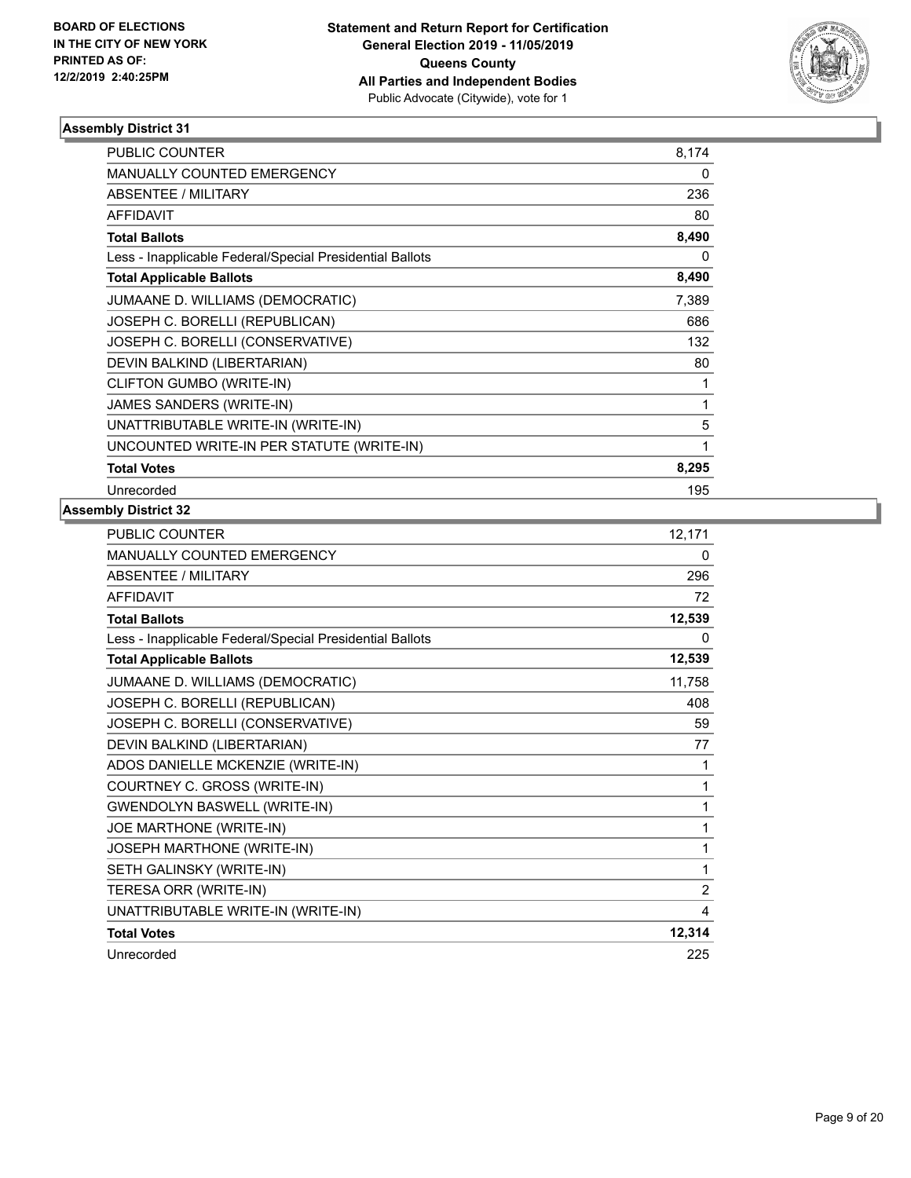**BOARD OF ELECTIONS IN THE CITY OF NEW YORK PRINTED AS OF: 12/2/2019 2:40:25PM**

**Statement and Return Report for Certification General Election 2019 - 11/05/2019 Queens County All Parties and Independent Bodies**

Public Advocate (Citywide), vote for 1

### Assembly District 31

| | |
|---|---|
| PUBLIC COUNTER | 8,174 |
| MANUALLY COUNTED EMERGENCY | 0 |
| ABSENTEE / MILITARY | 236 |
| AFFIDAVIT | 80 |
| **Total Ballots** | **8,490** |
| Less - Inapplicable Federal/Special Presidential Ballots | 0 |
| **Total Applicable Ballots** | **8,490** |
| JUMAANE D. WILLIAMS (DEMOCRATIC) | 7,389 |
| JOSEPH C. BORELLI (REPUBLICAN) | 686 |
| JOSEPH C. BORELLI (CONSERVATIVE) | 132 |
| DEVIN BALKIND (LIBERTARIAN) | 80 |
| CLIFTON GUMBO (WRITE-IN) | 1 |
| JAMES SANDERS (WRITE-IN) | 1 |
| UNATTRIBUTABLE WRITE-IN (WRITE-IN) | 5 |
| UNCOUNTED WRITE-IN PER STATUTE (WRITE-IN) | 1 |
| **Total Votes** | **8,295** |
| Unrecorded | 195 |

### Assembly District 32

| | |
|---|---|
| PUBLIC COUNTER | 12,171 |
| MANUALLY COUNTED EMERGENCY | 0 |
| ABSENTEE / MILITARY | 296 |
| AFFIDAVIT | 72 |
| **Total Ballots** | **12,539** |
| Less - Inapplicable Federal/Special Presidential Ballots | 0 |
| **Total Applicable Ballots** | **12,539** |
| JUMAANE D. WILLIAMS (DEMOCRATIC) | 11,758 |
| JOSEPH C. BORELLI (REPUBLICAN) | 408 |
| JOSEPH C. BORELLI (CONSERVATIVE) | 59 |
| DEVIN BALKIND (LIBERTARIAN) | 77 |
| ADOS DANIELLE MCKENZIE (WRITE-IN) | 1 |
| COURTNEY C. GROSS (WRITE-IN) | 1 |
| GWENDOLYN BASWELL (WRITE-IN) | 1 |
| JOE MARTHONE (WRITE-IN) | 1 |
| JOSEPH MARTHONE (WRITE-IN) | 1 |
| SETH GALINSKY (WRITE-IN) | 1 |
| TERESA ORR (WRITE-IN) | 2 |
| UNATTRIBUTABLE WRITE-IN (WRITE-IN) | 4 |
| **Total Votes** | **12,314** |
| Unrecorded | 225 |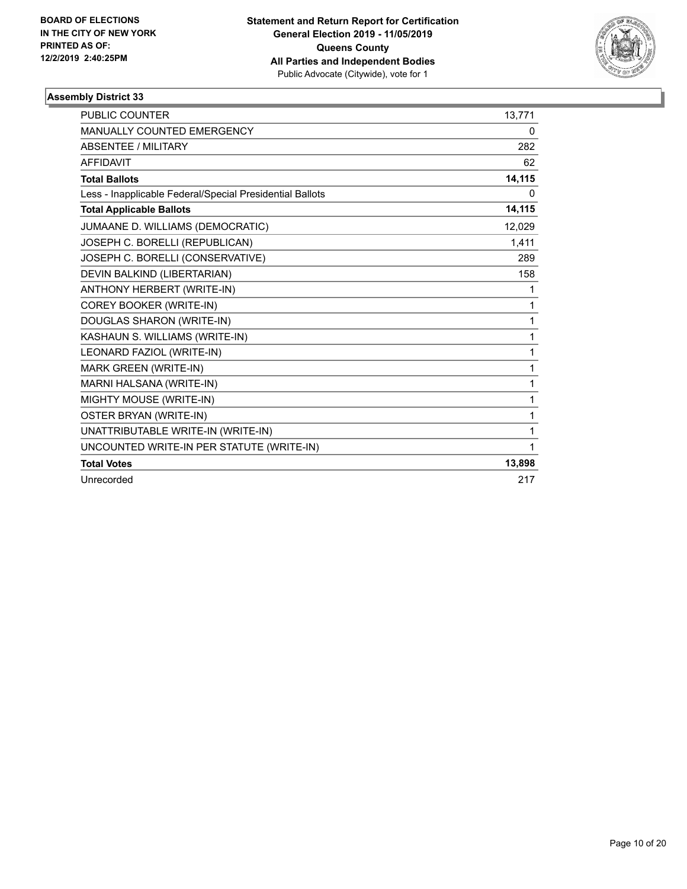**BOARD OF ELECTIONS IN THE CITY OF NEW YORK PRINTED AS OF: 12/2/2019 2:40:25PM**

**Statement and Return Report for Certification General Election 2019 - 11/05/2019 Queens County All Parties and Independent Bodies**
Public Advocate (Citywide), vote for 1

### Assembly District 33

| | |
|---|---|
| PUBLIC COUNTER | 13,771 |
| MANUALLY COUNTED EMERGENCY | 0 |
| ABSENTEE / MILITARY | 282 |
| AFFIDAVIT | 62 |
| **Total Ballots** | **14,115** |
| Less - Inapplicable Federal/Special Presidential Ballots | 0 |
| **Total Applicable Ballots** | **14,115** |
| JUMAANE D. WILLIAMS (DEMOCRATIC) | 12,029 |
| JOSEPH C. BORELLI (REPUBLICAN) | 1,411 |
| JOSEPH C. BORELLI (CONSERVATIVE) | 289 |
| DEVIN BALKIND (LIBERTARIAN) | 158 |
| ANTHONY HERBERT (WRITE-IN) | 1 |
| COREY BOOKER (WRITE-IN) | 1 |
| DOUGLAS SHARON (WRITE-IN) | 1 |
| KASHAUN S. WILLIAMS (WRITE-IN) | 1 |
| LEONARD FAZIOL (WRITE-IN) | 1 |
| MARK GREEN (WRITE-IN) | 1 |
| MARNI HALSANA (WRITE-IN) | 1 |
| MIGHTY MOUSE (WRITE-IN) | 1 |
| OSTER BRYAN (WRITE-IN) | 1 |
| UNATTRIBUTABLE WRITE-IN (WRITE-IN) | 1 |
| UNCOUNTED WRITE-IN PER STATUTE (WRITE-IN) | 1 |
| **Total Votes** | **13,898** |
| Unrecorded | 217 |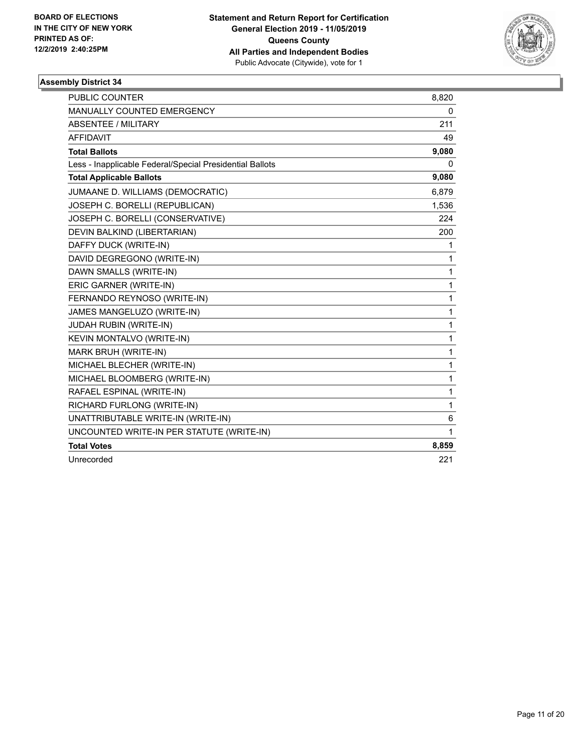**BOARD OF ELECTIONS IN THE CITY OF NEW YORK PRINTED AS OF: 12/2/2019 2:40:25PM**

**Statement and Return Report for Certification**
**General Election 2019 - 11/05/2019**
**Queens County**
**All Parties and Independent Bodies**
Public Advocate (Citywide), vote for 1

### Assembly District 34

| | |
|---|---|
| PUBLIC COUNTER | 8,820 |
| MANUALLY COUNTED EMERGENCY | 0 |
| ABSENTEE / MILITARY | 211 |
| AFFIDAVIT | 49 |
| **Total Ballots** | **9,080** |
| Less - Inapplicable Federal/Special Presidential Ballots | 0 |
| **Total Applicable Ballots** | **9,080** |
| JUMAANE D. WILLIAMS (DEMOCRATIC) | 6,879 |
| JOSEPH C. BORELLI (REPUBLICAN) | 1,536 |
| JOSEPH C. BORELLI (CONSERVATIVE) | 224 |
| DEVIN BALKIND (LIBERTARIAN) | 200 |
| DAFFY DUCK (WRITE-IN) | 1 |
| DAVID DEGREGONO (WRITE-IN) | 1 |
| DAWN SMALLS (WRITE-IN) | 1 |
| ERIC GARNER (WRITE-IN) | 1 |
| FERNANDO REYNOSO (WRITE-IN) | 1 |
| JAMES MANGELUZO (WRITE-IN) | 1 |
| JUDAH RUBIN (WRITE-IN) | 1 |
| KEVIN MONTALVO (WRITE-IN) | 1 |
| MARK BRUH (WRITE-IN) | 1 |
| MICHAEL BLECHER (WRITE-IN) | 1 |
| MICHAEL BLOOMBERG (WRITE-IN) | 1 |
| RAFAEL ESPINAL (WRITE-IN) | 1 |
| RICHARD FURLONG (WRITE-IN) | 1 |
| UNATTRIBUTABLE WRITE-IN (WRITE-IN) | 6 |
| UNCOUNTED WRITE-IN PER STATUTE (WRITE-IN) | 1 |
| **Total Votes** | **8,859** |
| Unrecorded | 221 |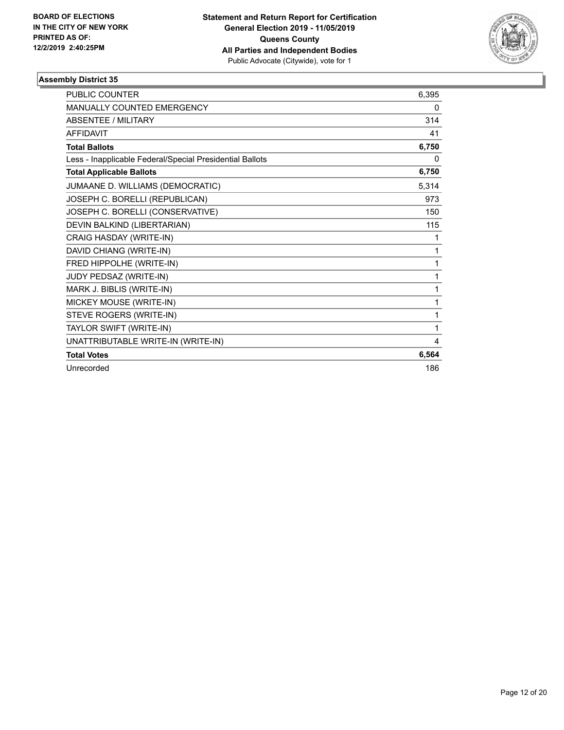**BOARD OF ELECTIONS IN THE CITY OF NEW YORK PRINTED AS OF: 12/2/2019 2:40:25PM**

**Statement and Return Report for Certification General Election 2019 - 11/05/2019 Queens County All Parties and Independent Bodies**
Public Advocate (Citywide), vote for 1

### Assembly District 35

| | |
|---|---|
| PUBLIC COUNTER | 6,395 |
| MANUALLY COUNTED EMERGENCY | 0 |
| ABSENTEE / MILITARY | 314 |
| AFFIDAVIT | 41 |
| **Total Ballots** | **6,750** |
| Less - Inapplicable Federal/Special Presidential Ballots | 0 |
| **Total Applicable Ballots** | **6,750** |
| JUMAANE D. WILLIAMS (DEMOCRATIC) | 5,314 |
| JOSEPH C. BORELLI (REPUBLICAN) | 973 |
| JOSEPH C. BORELLI (CONSERVATIVE) | 150 |
| DEVIN BALKIND (LIBERTARIAN) | 115 |
| CRAIG HASDAY (WRITE-IN) | 1 |
| DAVID CHIANG (WRITE-IN) | 1 |
| FRED HIPPOLHE (WRITE-IN) | 1 |
| JUDY PEDSAZ (WRITE-IN) | 1 |
| MARK J. BIBLIS (WRITE-IN) | 1 |
| MICKEY MOUSE (WRITE-IN) | 1 |
| STEVE ROGERS (WRITE-IN) | 1 |
| TAYLOR SWIFT (WRITE-IN) | 1 |
| UNATTRIBUTABLE WRITE-IN (WRITE-IN) | 4 |
| **Total Votes** | **6,564** |
| Unrecorded | 186 |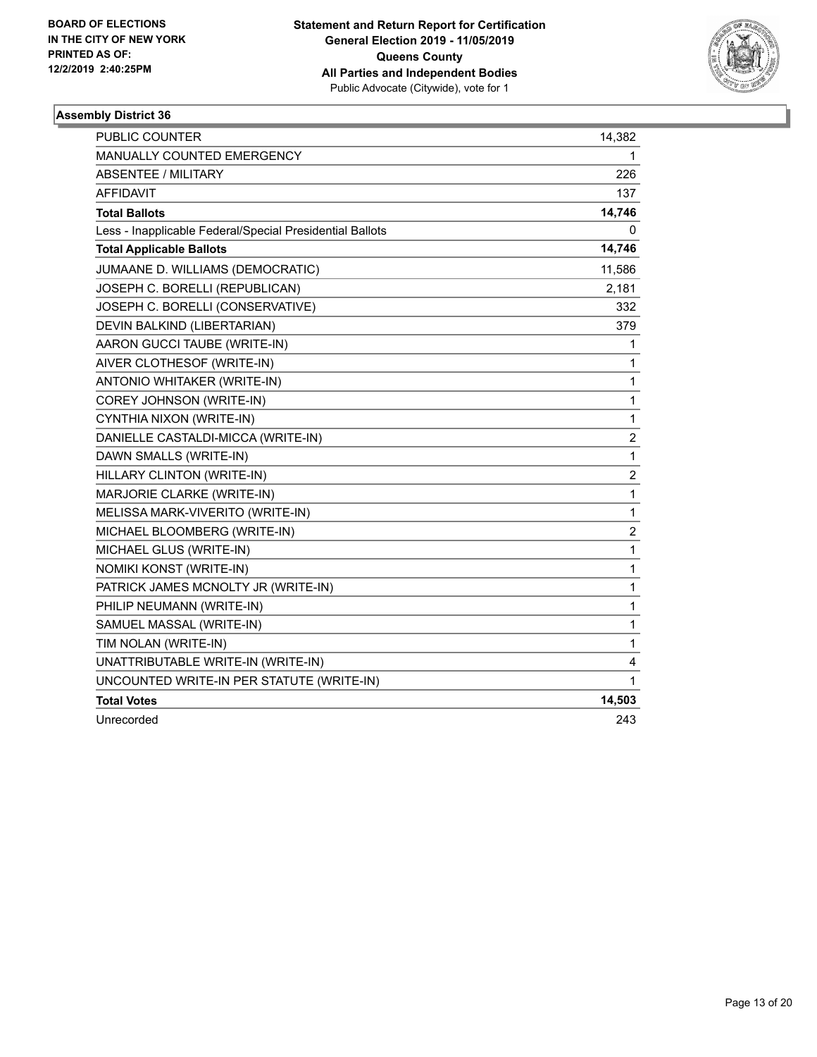BOARD OF ELECTIONS
IN THE CITY OF NEW YORK
PRINTED AS OF:
12/2/2019 2:40:25PM

**Statement and Return Report for Certification**
**General Election 2019 - 11/05/2019**
**Queens County**
**All Parties and Independent Bodies**
Public Advocate (Citywide), vote for 1

### Assembly District 36

| | |
|---|---|
| PUBLIC COUNTER | 14,382 |
| MANUALLY COUNTED EMERGENCY | 1 |
| ABSENTEE / MILITARY | 226 |
| AFFIDAVIT | 137 |
| **Total Ballots** | **14,746** |
| Less - Inapplicable Federal/Special Presidential Ballots | 0 |
| **Total Applicable Ballots** | **14,746** |
| JUMAANE D. WILLIAMS (DEMOCRATIC) | 11,586 |
| JOSEPH C. BORELLI (REPUBLICAN) | 2,181 |
| JOSEPH C. BORELLI (CONSERVATIVE) | 332 |
| DEVIN BALKIND (LIBERTARIAN) | 379 |
| AARON GUCCI TAUBE (WRITE-IN) | 1 |
| AIVER CLOTHESOF (WRITE-IN) | 1 |
| ANTONIO WHITAKER (WRITE-IN) | 1 |
| COREY JOHNSON (WRITE-IN) | 1 |
| CYNTHIA NIXON (WRITE-IN) | 1 |
| DANIELLE CASTALDI-MICCA (WRITE-IN) | 2 |
| DAWN SMALLS (WRITE-IN) | 1 |
| HILLARY CLINTON (WRITE-IN) | 2 |
| MARJORIE CLARKE (WRITE-IN) | 1 |
| MELISSA MARK-VIVERITO (WRITE-IN) | 1 |
| MICHAEL BLOOMBERG (WRITE-IN) | 2 |
| MICHAEL GLUS (WRITE-IN) | 1 |
| NOMIKI KONST (WRITE-IN) | 1 |
| PATRICK JAMES MCNOLTY JR (WRITE-IN) | 1 |
| PHILIP NEUMANN (WRITE-IN) | 1 |
| SAMUEL MASSAL (WRITE-IN) | 1 |
| TIM NOLAN (WRITE-IN) | 1 |
| UNATTRIBUTABLE WRITE-IN (WRITE-IN) | 4 |
| UNCOUNTED WRITE-IN PER STATUTE (WRITE-IN) | 1 |
| **Total Votes** | **14,503** |
| Unrecorded | 243 |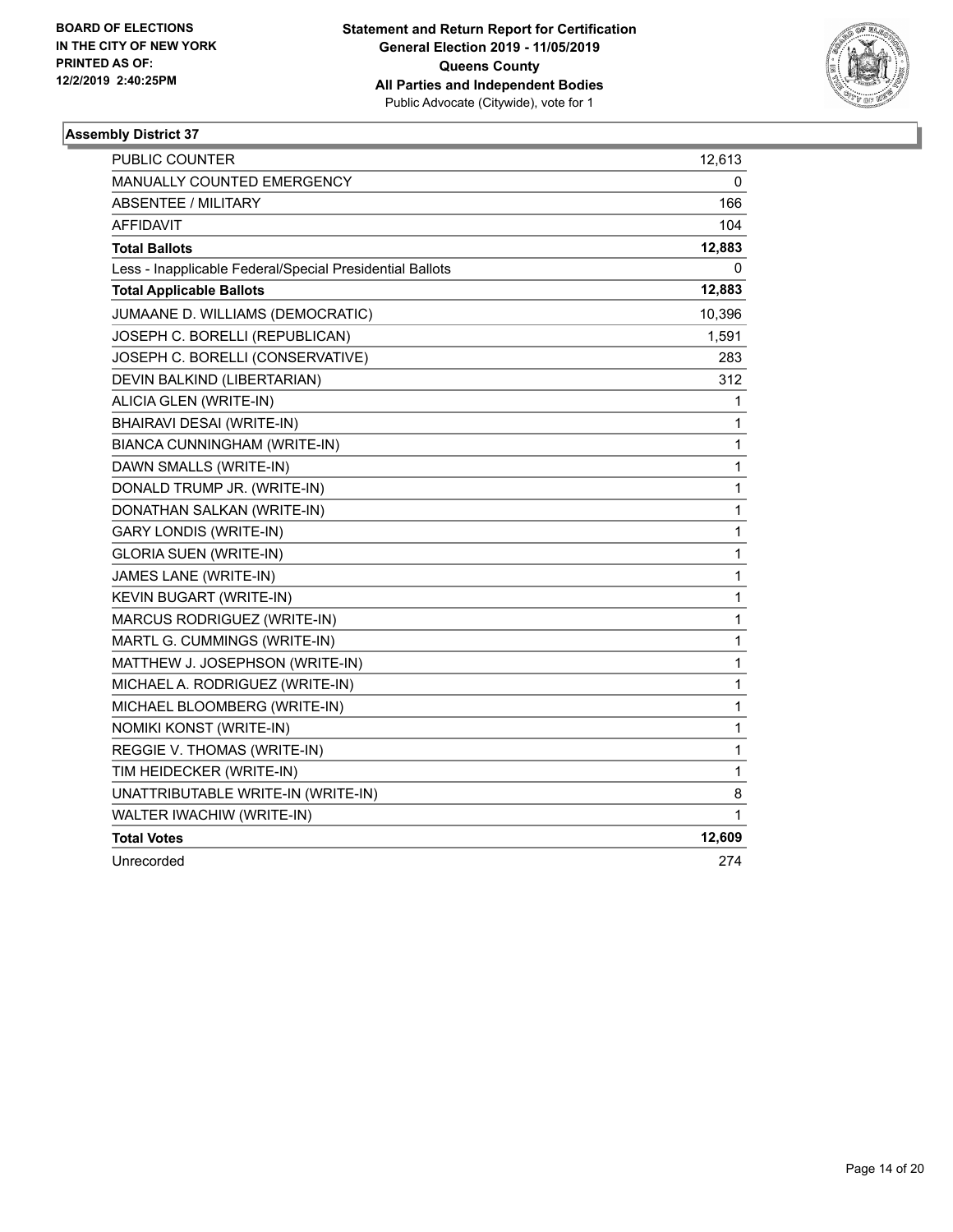**BOARD OF ELECTIONS IN THE CITY OF NEW YORK PRINTED AS OF: 12/2/2019 2:40:25PM**

**Statement and Return Report for Certification General Election 2019 - 11/05/2019 Queens County All Parties and Independent Bodies**
Public Advocate (Citywide), vote for 1

**Assembly District 37**

| | |
|---|---|
| PUBLIC COUNTER | 12,613 |
| MANUALLY COUNTED EMERGENCY | 0 |
| ABSENTEE / MILITARY | 166 |
| AFFIDAVIT | 104 |
| **Total Ballots** | **12,883** |
| Less - Inapplicable Federal/Special Presidential Ballots | 0 |
| **Total Applicable Ballots** | **12,883** |
| JUMAANE D. WILLIAMS (DEMOCRATIC) | 10,396 |
| JOSEPH C. BORELLI (REPUBLICAN) | 1,591 |
| JOSEPH C. BORELLI (CONSERVATIVE) | 283 |
| DEVIN BALKIND (LIBERTARIAN) | 312 |
| ALICIA GLEN (WRITE-IN) | 1 |
| BHAIRAVI DESAI (WRITE-IN) | 1 |
| BIANCA CUNNINGHAM (WRITE-IN) | 1 |
| DAWN SMALLS (WRITE-IN) | 1 |
| DONALD TRUMP JR. (WRITE-IN) | 1 |
| DONATHAN SALKAN (WRITE-IN) | 1 |
| GARY LONDIS (WRITE-IN) | 1 |
| GLORIA SUEN (WRITE-IN) | 1 |
| JAMES LANE (WRITE-IN) | 1 |
| KEVIN BUGART (WRITE-IN) | 1 |
| MARCUS RODRIGUEZ (WRITE-IN) | 1 |
| MARTL G. CUMMINGS (WRITE-IN) | 1 |
| MATTHEW J. JOSEPHSON (WRITE-IN) | 1 |
| MICHAEL A. RODRIGUEZ (WRITE-IN) | 1 |
| MICHAEL BLOOMBERG (WRITE-IN) | 1 |
| NOMIKI KONST (WRITE-IN) | 1 |
| REGGIE V. THOMAS (WRITE-IN) | 1 |
| TIM HEIDECKER (WRITE-IN) | 1 |
| UNATTRIBUTABLE WRITE-IN (WRITE-IN) | 8 |
| WALTER IWACHIW (WRITE-IN) | 1 |
| **Total Votes** | **12,609** |
| Unrecorded | 274 |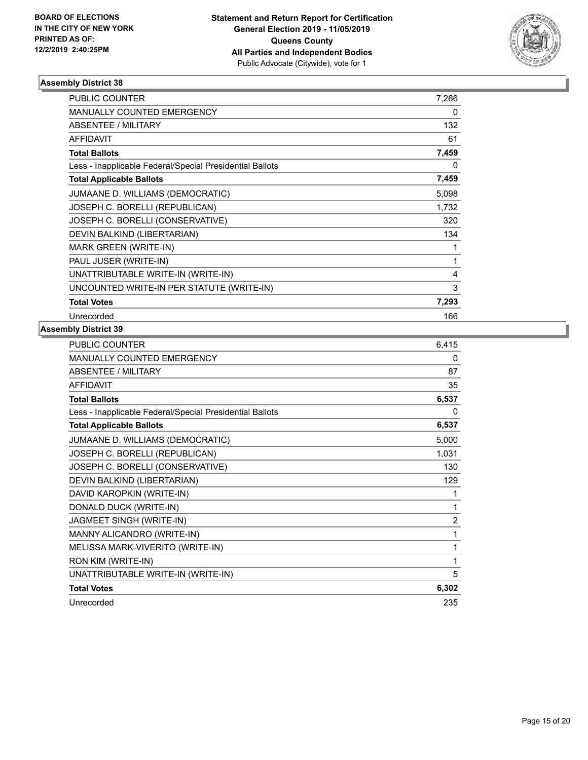**BOARD OF ELECTIONS IN THE CITY OF NEW YORK PRINTED AS OF: 12/2/2019 2:40:25PM**

**Statement and Return Report for Certification General Election 2019 - 11/05/2019 Queens County All Parties and Independent Bodies**
Public Advocate (Citywide), vote for 1

### Assembly District 38

| | |
|---|---|
| PUBLIC COUNTER | 7,266 |
| MANUALLY COUNTED EMERGENCY | 0 |
| ABSENTEE / MILITARY | 132 |
| AFFIDAVIT | 61 |
| **Total Ballots** | **7,459** |
| Less - Inapplicable Federal/Special Presidential Ballots | 0 |
| **Total Applicable Ballots** | **7,459** |
| JUMAANE D. WILLIAMS (DEMOCRATIC) | 5,098 |
| JOSEPH C. BORELLI (REPUBLICAN) | 1,732 |
| JOSEPH C. BORELLI (CONSERVATIVE) | 320 |
| DEVIN BALKIND (LIBERTARIAN) | 134 |
| MARK GREEN (WRITE-IN) | 1 |
| PAUL JUSER (WRITE-IN) | 1 |
| UNATTRIBUTABLE WRITE-IN (WRITE-IN) | 4 |
| UNCOUNTED WRITE-IN PER STATUTE (WRITE-IN) | 3 |
| **Total Votes** | **7,293** |
| Unrecorded | 166 |

### Assembly District 39

| | |
|---|---|
| PUBLIC COUNTER | 6,415 |
| MANUALLY COUNTED EMERGENCY | 0 |
| ABSENTEE / MILITARY | 87 |
| AFFIDAVIT | 35 |
| **Total Ballots** | **6,537** |
| Less - Inapplicable Federal/Special Presidential Ballots | 0 |
| **Total Applicable Ballots** | **6,537** |
| JUMAANE D. WILLIAMS (DEMOCRATIC) | 5,000 |
| JOSEPH C. BORELLI (REPUBLICAN) | 1,031 |
| JOSEPH C. BORELLI (CONSERVATIVE) | 130 |
| DEVIN BALKIND (LIBERTARIAN) | 129 |
| DAVID KAROPKIN (WRITE-IN) | 1 |
| DONALD DUCK (WRITE-IN) | 1 |
| JAGMEET SINGH (WRITE-IN) | 2 |
| MANNY ALICANDRO (WRITE-IN) | 1 |
| MELISSA MARK-VIVERITO (WRITE-IN) | 1 |
| RON KIM (WRITE-IN) | 1 |
| UNATTRIBUTABLE WRITE-IN (WRITE-IN) | 5 |
| **Total Votes** | **6,302** |
| Unrecorded | 235 |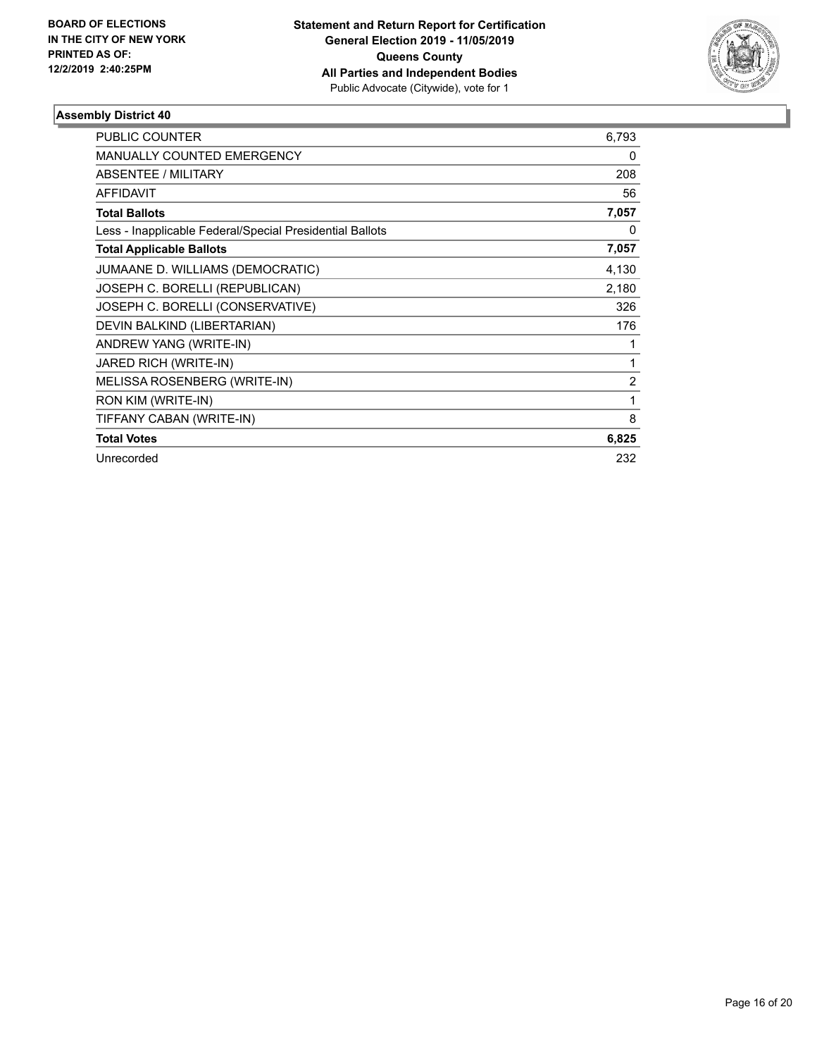**BOARD OF ELECTIONS IN THE CITY OF NEW YORK PRINTED AS OF: 12/2/2019 2:40:25PM**

**Statement and Return Report for Certification General Election 2019 - 11/05/2019 Queens County All Parties and Independent Bodies**
Public Advocate (Citywide), vote for 1

### Assembly District 40

| | |
|---|---|
| PUBLIC COUNTER | 6,793 |
| MANUALLY COUNTED EMERGENCY | 0 |
| ABSENTEE / MILITARY | 208 |
| AFFIDAVIT | 56 |
| **Total Ballots** | **7,057** |
| Less - Inapplicable Federal/Special Presidential Ballots | 0 |
| **Total Applicable Ballots** | **7,057** |
| JUMAANE D. WILLIAMS (DEMOCRATIC) | 4,130 |
| JOSEPH C. BORELLI (REPUBLICAN) | 2,180 |
| JOSEPH C. BORELLI (CONSERVATIVE) | 326 |
| DEVIN BALKIND (LIBERTARIAN) | 176 |
| ANDREW YANG (WRITE-IN) | 1 |
| JARED RICH (WRITE-IN) | 1 |
| MELISSA ROSENBERG (WRITE-IN) | 2 |
| RON KIM (WRITE-IN) | 1 |
| TIFFANY CABAN (WRITE-IN) | 8 |
| **Total Votes** | **6,825** |
| Unrecorded | 232 |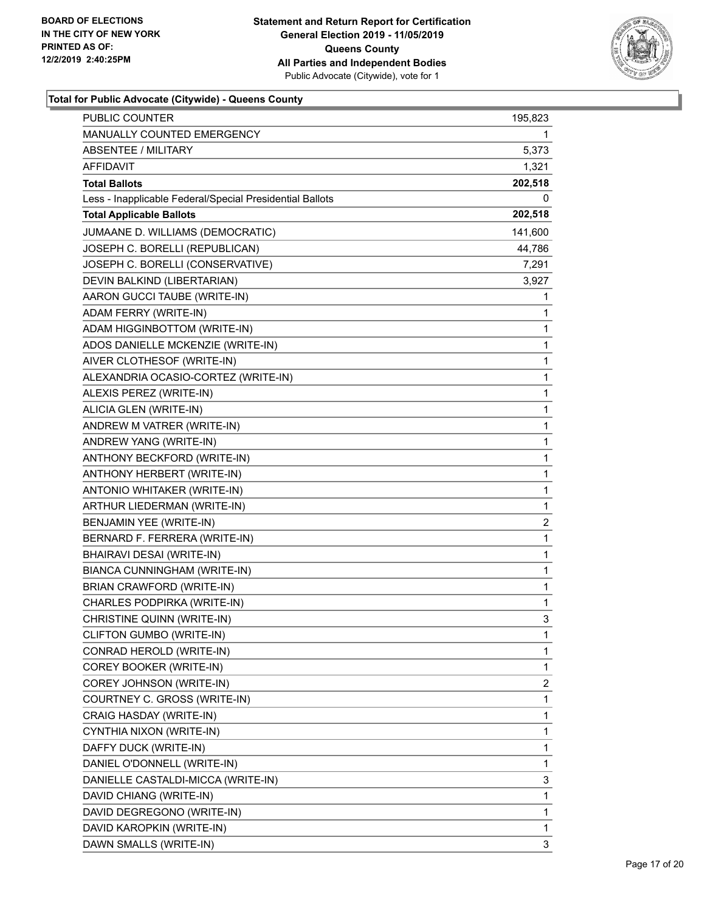**Statement and Return Report for Certification**
**General Election 2019 - 11/05/2019**
**Queens County**
**All Parties and Independent Bodies**
Public Advocate (Citywide), vote for 1

**Total for Public Advocate (Citywide) - Queens County**

| | |
|---|---|
| PUBLIC COUNTER | 195,823 |
| MANUALLY COUNTED EMERGENCY | 1 |
| ABSENTEE / MILITARY | 5,373 |
| AFFIDAVIT | 1,321 |
| **Total Ballots** | **202,518** |
| Less - Inapplicable Federal/Special Presidential Ballots | 0 |
| **Total Applicable Ballots** | **202,518** |
| JUMAANE D. WILLIAMS (DEMOCRATIC) | 141,600 |
| JOSEPH C. BORELLI (REPUBLICAN) | 44,786 |
| JOSEPH C. BORELLI (CONSERVATIVE) | 7,291 |
| DEVIN BALKIND (LIBERTARIAN) | 3,927 |
| AARON GUCCI TAUBE (WRITE-IN) | 1 |
| ADAM FERRY (WRITE-IN) | 1 |
| ADAM HIGGINBOTTOM (WRITE-IN) | 1 |
| ADOS DANIELLE MCKENZIE (WRITE-IN) | 1 |
| AIVER CLOTHESOF (WRITE-IN) | 1 |
| ALEXANDRIA OCASIO-CORTEZ (WRITE-IN) | 1 |
| ALEXIS PEREZ (WRITE-IN) | 1 |
| ALICIA GLEN (WRITE-IN) | 1 |
| ANDREW M VATRER (WRITE-IN) | 1 |
| ANDREW YANG (WRITE-IN) | 1 |
| ANTHONY BECKFORD (WRITE-IN) | 1 |
| ANTHONY HERBERT (WRITE-IN) | 1 |
| ANTONIO WHITAKER (WRITE-IN) | 1 |
| ARTHUR LIEDERMAN (WRITE-IN) | 1 |
| BENJAMIN YEE (WRITE-IN) | 2 |
| BERNARD F. FERRERA (WRITE-IN) | 1 |
| BHAIRAVI DESAI (WRITE-IN) | 1 |
| BIANCA CUNNINGHAM (WRITE-IN) | 1 |
| BRIAN CRAWFORD (WRITE-IN) | 1 |
| CHARLES PODPIRKA (WRITE-IN) | 1 |
| CHRISTINE QUINN (WRITE-IN) | 3 |
| CLIFTON GUMBO (WRITE-IN) | 1 |
| CONRAD HEROLD (WRITE-IN) | 1 |
| COREY BOOKER (WRITE-IN) | 1 |
| COREY JOHNSON (WRITE-IN) | 2 |
| COURTNEY C. GROSS (WRITE-IN) | 1 |
| CRAIG HASDAY (WRITE-IN) | 1 |
| CYNTHIA NIXON (WRITE-IN) | 1 |
| DAFFY DUCK (WRITE-IN) | 1 |
| DANIEL O'DONNELL (WRITE-IN) | 1 |
| DANIELLE CASTALDI-MICCA (WRITE-IN) | 3 |
| DAVID CHIANG (WRITE-IN) | 1 |
| DAVID DEGREGONO (WRITE-IN) | 1 |
| DAVID KAROPKIN (WRITE-IN) | 1 |
| DAWN SMALLS (WRITE-IN) | 3 |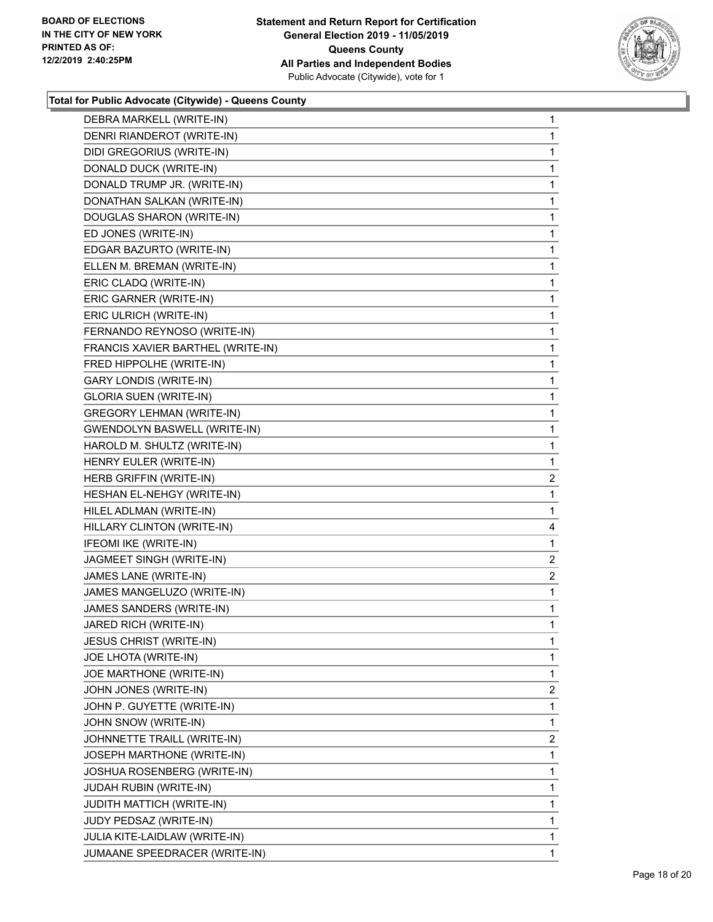**Total for Public Advocate (Citywide) - Queens County**

| Candidate | Votes |
|---|---|
| DEBRA MARKELL (WRITE-IN) | 1 |
| DENRI RIANDEROT (WRITE-IN) | 1 |
| DIDI GREGORIUS (WRITE-IN) | 1 |
| DONALD DUCK (WRITE-IN) | 1 |
| DONALD TRUMP JR. (WRITE-IN) | 1 |
| DONATHAN SALKAN (WRITE-IN) | 1 |
| DOUGLAS SHARON (WRITE-IN) | 1 |
| ED JONES (WRITE-IN) | 1 |
| EDGAR BAZURTO (WRITE-IN) | 1 |
| ELLEN M. BREMAN (WRITE-IN) | 1 |
| ERIC CLADQ (WRITE-IN) | 1 |
| ERIC GARNER (WRITE-IN) | 1 |
| ERIC ULRICH (WRITE-IN) | 1 |
| FERNANDO REYNOSO (WRITE-IN) | 1 |
| FRANCIS XAVIER BARTHEL (WRITE-IN) | 1 |
| FRED HIPPOLHE (WRITE-IN) | 1 |
| GARY LONDIS (WRITE-IN) | 1 |
| GLORIA SUEN (WRITE-IN) | 1 |
| GREGORY LEHMAN (WRITE-IN) | 1 |
| GWENDOLYN BASWELL (WRITE-IN) | 1 |
| HAROLD M. SHULTZ (WRITE-IN) | 1 |
| HENRY EULER (WRITE-IN) | 1 |
| HERB GRIFFIN (WRITE-IN) | 2 |
| HESHAN EL-NEHGY (WRITE-IN) | 1 |
| HILEL ADLMAN (WRITE-IN) | 1 |
| HILLARY CLINTON (WRITE-IN) | 4 |
| IFEOMI IKE (WRITE-IN) | 1 |
| JAGMEET SINGH (WRITE-IN) | 2 |
| JAMES LANE (WRITE-IN) | 2 |
| JAMES MANGELUZO (WRITE-IN) | 1 |
| JAMES SANDERS (WRITE-IN) | 1 |
| JARED RICH (WRITE-IN) | 1 |
| JESUS CHRIST (WRITE-IN) | 1 |
| JOE LHOTA (WRITE-IN) | 1 |
| JOE MARTHONE (WRITE-IN) | 1 |
| JOHN JONES (WRITE-IN) | 2 |
| JOHN P. GUYETTE (WRITE-IN) | 1 |
| JOHN SNOW (WRITE-IN) | 1 |
| JOHNNETTE TRAILL (WRITE-IN) | 2 |
| JOSEPH MARTHONE (WRITE-IN) | 1 |
| JOSHUA ROSENBERG (WRITE-IN) | 1 |
| JUDAH RUBIN (WRITE-IN) | 1 |
| JUDITH MATTICH (WRITE-IN) | 1 |
| JUDY PEDSAZ (WRITE-IN) | 1 |
| JULIA KITE-LAIDLAW (WRITE-IN) | 1 |
| JUMAANE SPEEDRACER (WRITE-IN) | 1 |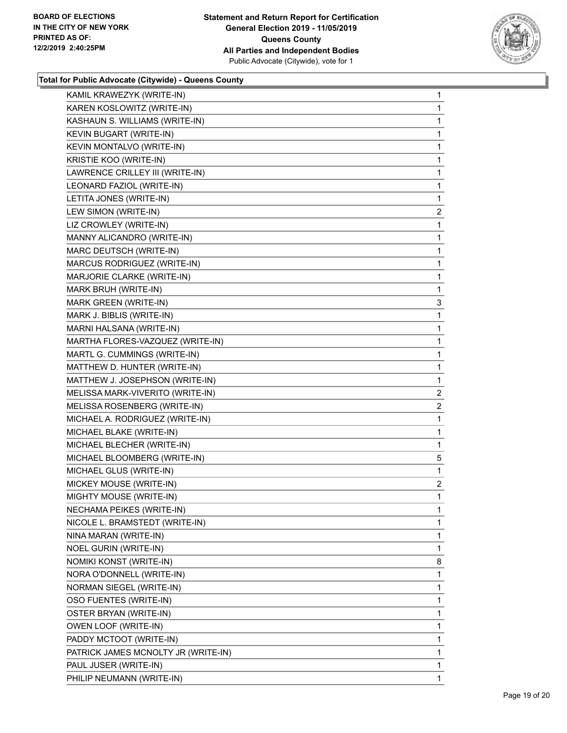**Total for Public Advocate (Citywide) - Queens County**

| | |
|---|---|
| KAMIL KRAWEZYK (WRITE-IN) | 1 |
| KAREN KOSLOWITZ (WRITE-IN) | 1 |
| KASHAUN S. WILLIAMS (WRITE-IN) | 1 |
| KEVIN BUGART (WRITE-IN) | 1 |
| KEVIN MONTALVO (WRITE-IN) | 1 |
| KRISTIE KOO (WRITE-IN) | 1 |
| LAWRENCE CRILLEY III (WRITE-IN) | 1 |
| LEONARD FAZIOL (WRITE-IN) | 1 |
| LETITA JONES (WRITE-IN) | 1 |
| LEW SIMON (WRITE-IN) | 2 |
| LIZ CROWLEY (WRITE-IN) | 1 |
| MANNY ALICANDRO (WRITE-IN) | 1 |
| MARC DEUTSCH (WRITE-IN) | 1 |
| MARCUS RODRIGUEZ (WRITE-IN) | 1 |
| MARJORIE CLARKE (WRITE-IN) | 1 |
| MARK BRUH (WRITE-IN) | 1 |
| MARK GREEN (WRITE-IN) | 3 |
| MARK J. BIBLIS (WRITE-IN) | 1 |
| MARNI HALSANA (WRITE-IN) | 1 |
| MARTHA FLORES-VAZQUEZ (WRITE-IN) | 1 |
| MARTL G. CUMMINGS (WRITE-IN) | 1 |
| MATTHEW D. HUNTER (WRITE-IN) | 1 |
| MATTHEW J. JOSEPHSON (WRITE-IN) | 1 |
| MELISSA MARK-VIVERITO (WRITE-IN) | 2 |
| MELISSA ROSENBERG (WRITE-IN) | 2 |
| MICHAEL A. RODRIGUEZ (WRITE-IN) | 1 |
| MICHAEL BLAKE (WRITE-IN) | 1 |
| MICHAEL BLECHER (WRITE-IN) | 1 |
| MICHAEL BLOOMBERG (WRITE-IN) | 5 |
| MICHAEL GLUS (WRITE-IN) | 1 |
| MICKEY MOUSE (WRITE-IN) | 2 |
| MIGHTY MOUSE (WRITE-IN) | 1 |
| NECHAMA PEIKES (WRITE-IN) | 1 |
| NICOLE L. BRAMSTEDT (WRITE-IN) | 1 |
| NINA MARAN (WRITE-IN) | 1 |
| NOEL GURIN (WRITE-IN) | 1 |
| NOMIKI KONST (WRITE-IN) | 8 |
| NORA O'DONNELL (WRITE-IN) | 1 |
| NORMAN SIEGEL (WRITE-IN) | 1 |
| OSO FUENTES (WRITE-IN) | 1 |
| OSTER BRYAN (WRITE-IN) | 1 |
| OWEN LOOF (WRITE-IN) | 1 |
| PADDY MCTOOT (WRITE-IN) | 1 |
| PATRICK JAMES MCNOLTY JR (WRITE-IN) | 1 |
| PAUL JUSER (WRITE-IN) | 1 |
| PHILIP NEUMANN (WRITE-IN) | 1 |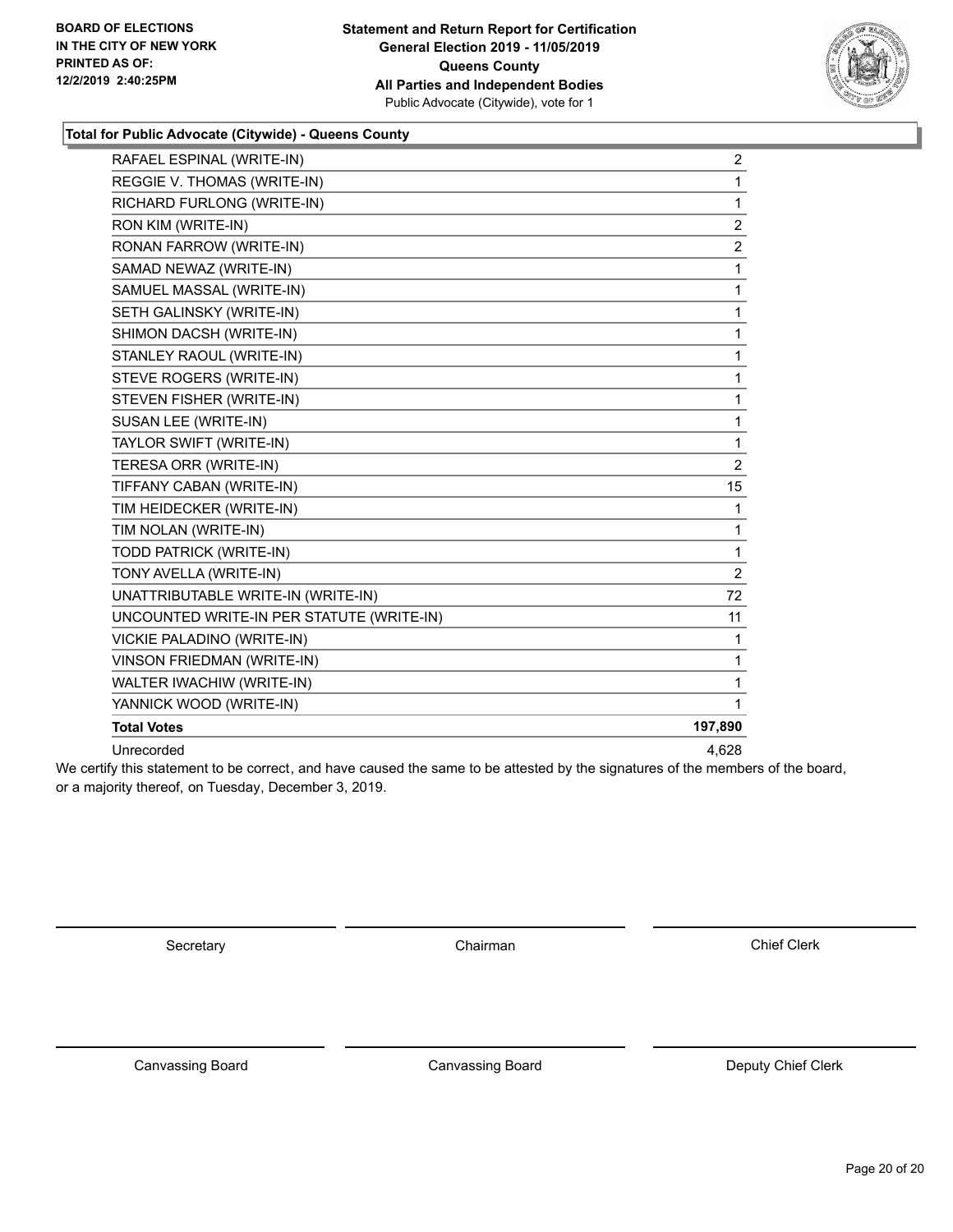**BOARD OF ELECTIONS IN THE CITY OF NEW YORK PRINTED AS OF: 12/2/2019 2:40:25PM**

**Statement and Return Report for Certification General Election 2019 - 11/05/2019 Queens County All Parties and Independent Bodies**
Public Advocate (Citywide), vote for 1

**Total for Public Advocate (Citywide) - Queens County**

| | |
|---|---|
| RAFAEL ESPINAL (WRITE-IN) | 2 |
| REGGIE V. THOMAS (WRITE-IN) | 1 |
| RICHARD FURLONG (WRITE-IN) | 1 |
| RON KIM (WRITE-IN) | 2 |
| RONAN FARROW (WRITE-IN) | 2 |
| SAMAD NEWAZ (WRITE-IN) | 1 |
| SAMUEL MASSAL (WRITE-IN) | 1 |
| SETH GALINSKY (WRITE-IN) | 1 |
| SHIMON DACSH (WRITE-IN) | 1 |
| STANLEY RAOUL (WRITE-IN) | 1 |
| STEVE ROGERS (WRITE-IN) | 1 |
| STEVEN FISHER (WRITE-IN) | 1 |
| SUSAN LEE (WRITE-IN) | 1 |
| TAYLOR SWIFT (WRITE-IN) | 1 |
| TERESA ORR (WRITE-IN) | 2 |
| TIFFANY CABAN (WRITE-IN) | 15 |
| TIM HEIDECKER (WRITE-IN) | 1 |
| TIM NOLAN (WRITE-IN) | 1 |
| TODD PATRICK (WRITE-IN) | 1 |
| TONY AVELLA (WRITE-IN) | 2 |
| UNATTRIBUTABLE WRITE-IN (WRITE-IN) | 72 |
| UNCOUNTED WRITE-IN PER STATUTE (WRITE-IN) | 11 |
| VICKIE PALADINO (WRITE-IN) | 1 |
| VINSON FRIEDMAN (WRITE-IN) | 1 |
| WALTER IWACHIW (WRITE-IN) | 1 |
| YANNICK WOOD (WRITE-IN) | 1 |
| **Total Votes** | **197,890** |
| Unrecorded | 4,628 |

We certify this statement to be correct, and have caused the same to be attested by the signatures of the members of the board, or a majority thereof, on Tuesday, December 3, 2019.

Secretary

Chairman

Chief Clerk

Canvassing Board

Canvassing Board

Deputy Chief Clerk